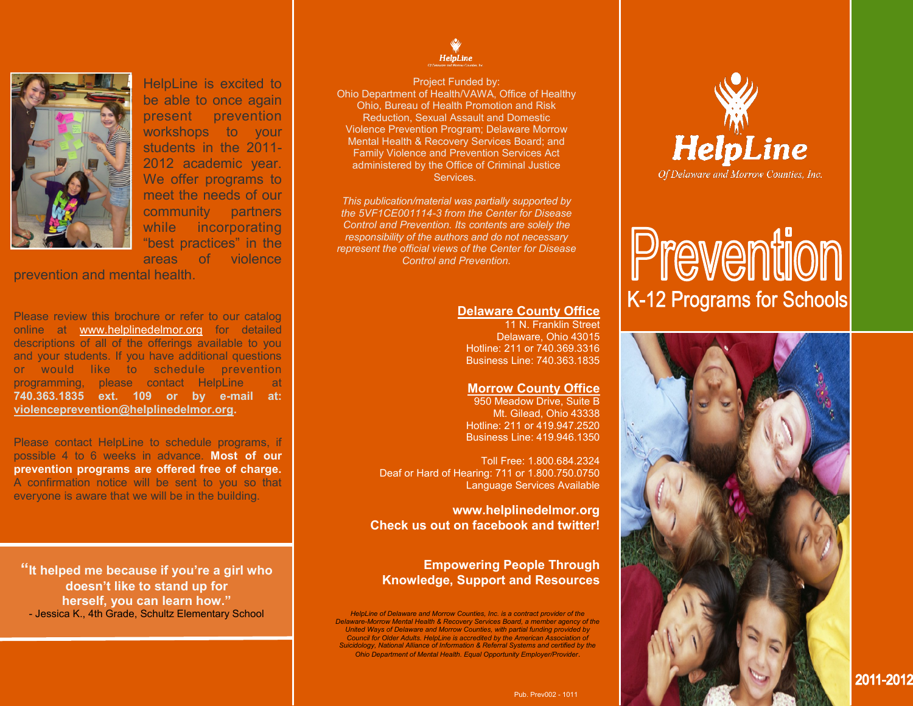HelpLine is excited to be able to once again present prevention workshops to your students in the 2011-2012 academic year. We offer programs to meet the needs of our community partners while incorporating "best practices" in the areas of violence prevention and mental health.

Please review this brochure or refer to our catalog online at www.helplinedelmor.org for detailed descriptions of all of the offerings available to you and your students. If you have additional questions or would like to schedule prevention programming, please contact HelpLine at **740.363.1835 ext. 109 or by e-mail at: violenceprevention@helplinedelmor.org.**

Please contact HelpLine to schedule programs, if possible 4 to 6 weeks in advance. **Most of our prevention programs are offered free of charge.** A confirmation notice will be sent to you so that everyone is aware that we will be in the building.

**"It helped me because if you're a girl who doesn't like to stand up for herself, you can learn how."**
- Jessica K., 4th Grade, Schultz Elementary School

HelpLine
Of Delaware and Morrow Counties, Inc.

Project Funded by:
Ohio Department of Health/VAWA, Office of Healthy Ohio, Bureau of Health Promotion and Risk Reduction, Sexual Assault and Domestic Violence Prevention Program; Delaware Morrow Mental Health & Recovery Services Board; and Family Violence and Prevention Services Act administered by the Office of Criminal Justice Services.

*This publication/material was partially supported by the 5VF1CE001114-3 from the Center for Disease Control and Prevention. Its contents are solely the responsibility of the authors and do not necessary represent the official views of the Center for Disease Control and Prevention.*

**Delaware County Office**
11 N. Franklin Street
Delaware, Ohio 43015
Hotline: 211 or 740.369.3316
Business Line: 740.363.1835

**Morrow County Office**
950 Meadow Drive, Suite B
Mt. Gilead, Ohio 43338
Hotline: 211 or 419.947.2520
Business Line: 419.946.1350

Toll Free: 1.800.684.2324
Deaf or Hard of Hearing: 711 or 1.800.750.0750
Language Services Available

**www.helplinedelmor.org**
**Check us out on facebook and twitter!**

**Empowering People Through Knowledge, Support and Resources**

*HelpLine of Delaware and Morrow Counties, Inc. is a contract provider of the Delaware-Morrow Mental Health & Recovery Services Board, a member agency of the United Ways of Delaware and Morrow Counties, with partial funding provided by Council for Older Adults. HelpLine is accredited by the American Association of Suicidology, National Alliance of Information & Referral Systems and certified by the Ohio Department of Mental Health. Equal Opportunity Employer/Provider.*

Pub. Prev002 - 1011

# HelpLine
Of Delaware and Morrow Counties, Inc.

# Prevention
## K-12 Programs for Schools

2011-2012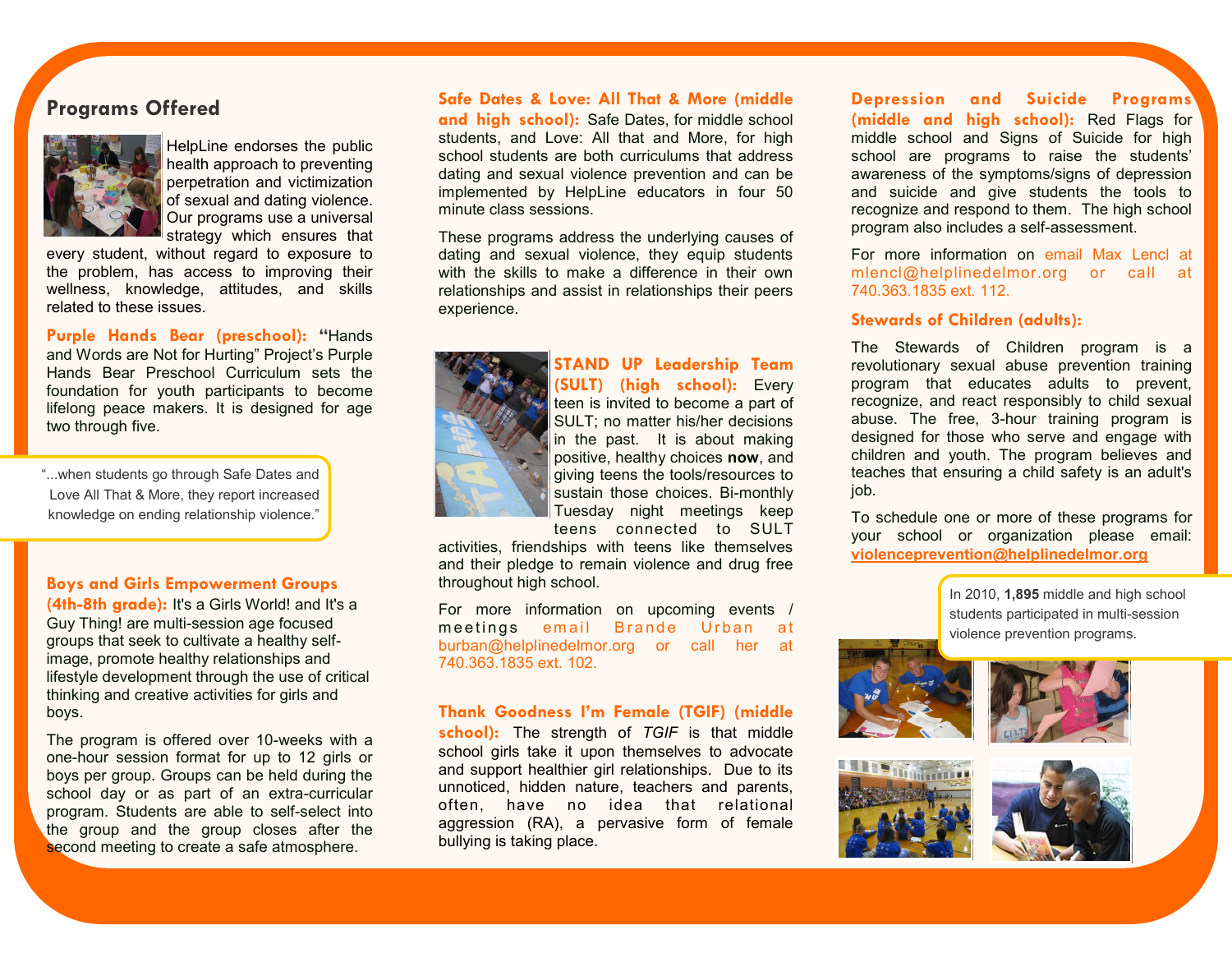## Programs Offered

HelpLine endorses the public health approach to preventing perpetration and victimization of sexual and dating violence. Our programs use a universal strategy which ensures that every student, without regard to exposure to the problem, has access to improving their wellness, knowledge, attitudes, and skills related to these issues.

**Purple Hands Bear (preschool):** "Hands and Words are Not for Hurting" Project's Purple Hands Bear Preschool Curriculum sets the foundation for youth participants to become lifelong peace makers. It is designed for age two through five.

> "...when students go through Safe Dates and Love All That & More, they report increased knowledge on ending relationship violence."

**Boys and Girls Empowerment Groups (4th-8th grade):** It's a Girls World! and It's a Guy Thing! are multi-session age focused groups that seek to cultivate a healthy self-image, promote healthy relationships and lifestyle development through the use of critical thinking and creative activities for girls and boys.

The program is offered over 10-weeks with a one-hour session format for up to 12 girls or boys per group. Groups can be held during the school day or as part of an extra-curricular program. Students are able to self-select into the group and the group closes after the second meeting to create a safe atmosphere.

**Safe Dates & Love: All That & More (middle and high school):** Safe Dates, for middle school students, and Love: All that and More, for high school students are both curriculums that address dating and sexual violence prevention and can be implemented by HelpLine educators in four 50 minute class sessions.

These programs address the underlying causes of dating and sexual violence, they equip students with the skills to make a difference in their own relationships and assist in relationships their peers experience.

**STAND UP Leadership Team (SULT) (high school):** Every teen is invited to become a part of SULT; no matter his/her decisions in the past. It is about making positive, healthy choices **now**, and giving teens the tools/resources to sustain those choices. Bi-monthly Tuesday night meetings keep teens connected to SULT activities, friendships with teens like themselves and their pledge to remain violence and drug free throughout high school.

For more information on upcoming events / meetings email Brande Urban at burban@helplinedelmor.org or call her at 740.363.1835 ext. 102.

**Thank Goodness I'm Female (TGIF) (middle school):** The strength of *TGIF* is that middle school girls take it upon themselves to advocate and support healthier girl relationships. Due to its unnoticed, hidden nature, teachers and parents, often, have no idea that relational aggression (RA), a pervasive form of female bullying is taking place.

**Depression and Suicide Programs (middle and high school):** Red Flags for middle school and Signs of Suicide for high school are programs to raise the students' awareness of the symptoms/signs of depression and suicide and give students the tools to recognize and respond to them. The high school program also includes a self-assessment.

For more information on email Max Lencl at mlencl@helplinedelmor.org or call at 740.363.1835 ext. 112.

**Stewards of Children (adults):**

The Stewards of Children program is a revolutionary sexual abuse prevention training program that educates adults to prevent, recognize, and react responsibly to child sexual abuse. The free, 3-hour training program is designed for those who serve and engage with children and youth. The program believes and teaches that ensuring a child safety is an adult's job.

To schedule one or more of these programs for your school or organization please email: **violenceprevention@helplinedelmor.org**

> In 2010, **1,895** middle and high school students participated in multi-session violence prevention programs.